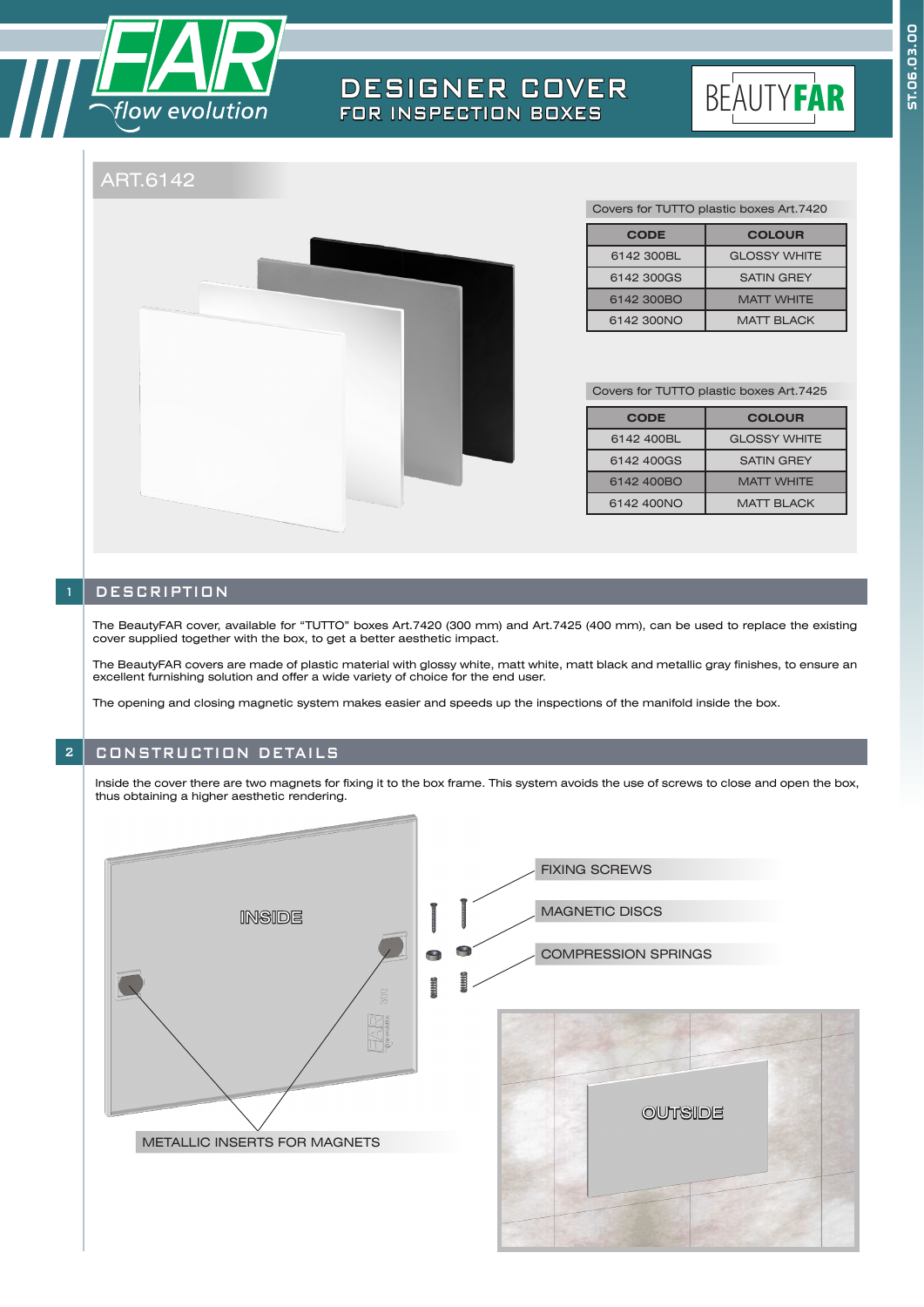# DESIGNER COVER
## FOR INSPECTION BOXES

BEAUTYFAR

ART.6142

Covers for TUTTO plastic boxes Art.7420

| CODE | COLOUR |
|---|---|
| 6142 300BL | GLOSSY WHITE |
| 6142 300GS | SATIN GREY |
| 6142 300BO | MATT WHITE |
| 6142 300NO | MATT BLACK |

Covers for TUTTO plastic boxes Art.7425

| CODE | COLOUR |
|---|---|
| 6142 400BL | GLOSSY WHITE |
| 6142 400GS | SATIN GREY |
| 6142 400BO | MATT WHITE |
| 6142 400NO | MATT BLACK |

## 1 DESCRIPTION

The BeautyFAR cover, available for “TUTTO” boxes Art.7420 (300 mm) and Art.7425 (400 mm), can be used to replace the existing cover supplied together with the box, to get a better aesthetic impact.

The BeautyFAR covers are made of plastic material with glossy white, matt white, matt black and metallic gray finishes, to ensure an excellent furnishing solution and offer a wide variety of choice for the end user.

The opening and closing magnetic system makes easier and speeds up the inspections of the manifold inside the box.

## 2 CONSTRUCTION DETAILS

Inside the cover there are two magnets for fixing it to the box frame. This system avoids the use of screws to close and open the box, thus obtaining a higher aesthetic rendering.

INSIDE

FIXING SCREWS

MAGNETIC DISCS

COMPRESSION SPRINGS

METALLIC INSERTS FOR MAGNETS

OUTSIDE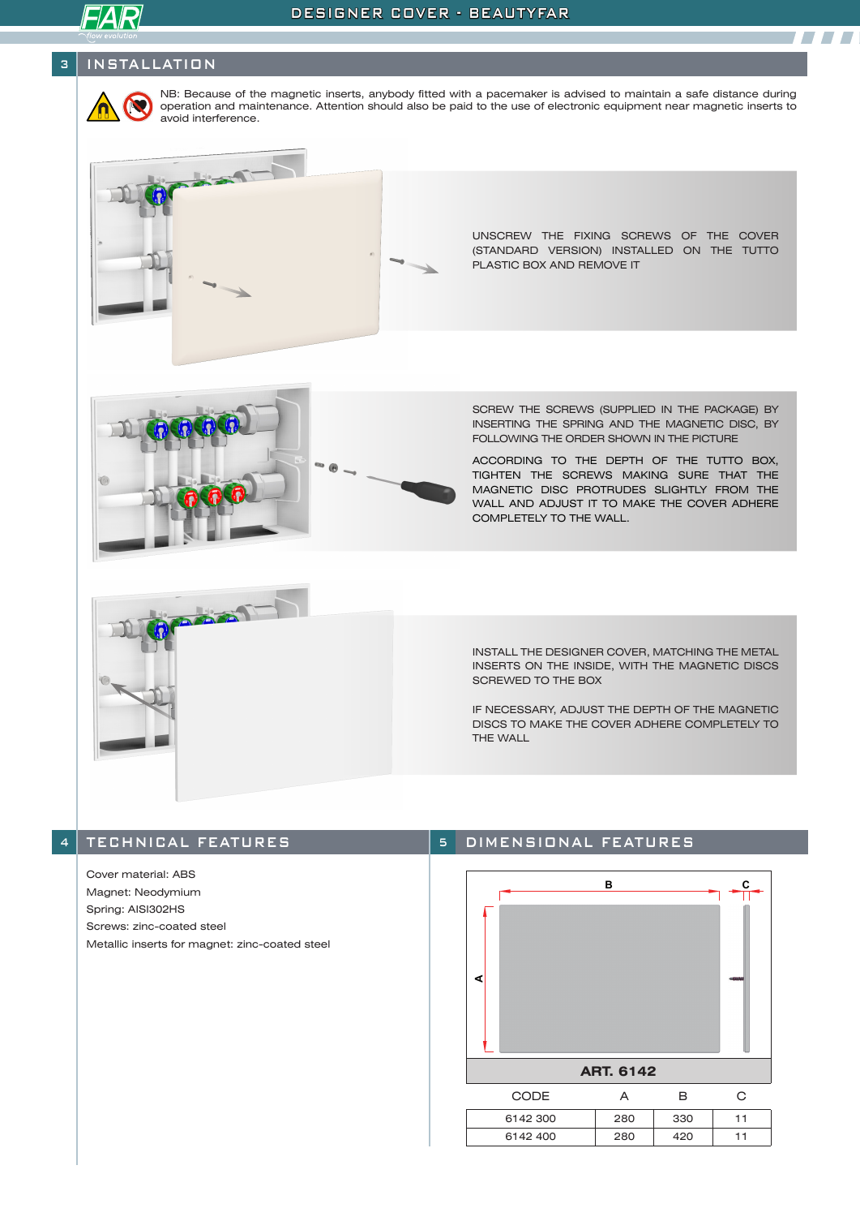## 3 INSTALLATION

NB: Because of the magnetic inserts, anybody fitted with a pacemaker is advised to maintain a safe distance during operation and maintenance. Attention should also be paid to the use of electronic equipment near magnetic inserts to avoid interference.

UNSCREW THE FIXING SCREWS OF THE COVER (STANDARD VERSION) INSTALLED ON THE TUTTO PLASTIC BOX AND REMOVE IT

SCREW THE SCREWS (SUPPLIED IN THE PACKAGE) BY INSERTING THE SPRING AND THE MAGNETIC DISC, BY FOLLOWING THE ORDER SHOWN IN THE PICTURE

ACCORDING TO THE DEPTH OF THE TUTTO BOX, TIGHTEN THE SCREWS MAKING SURE THAT THE MAGNETIC DISC PROTRUDES SLIGHTLY FROM THE WALL AND ADJUST IT TO MAKE THE COVER ADHERE COMPLETELY TO THE WALL.

INSTALL THE DESIGNER COVER, MATCHING THE METAL INSERTS ON THE INSIDE, WITH THE MAGNETIC DISCS SCREWED TO THE BOX

IF NECESSARY, ADJUST THE DEPTH OF THE MAGNETIC DISCS TO MAKE THE COVER ADHERE COMPLETELY TO THE WALL

## 4 TECHNICAL FEATURES

Cover material: ABS
Magnet: Neodymium
Spring: AISI302HS
Screws: zinc-coated steel
Metallic inserts for magnet: zinc-coated steel

## 5 DIMENSIONAL FEATURES

B
C
A

**ART. 6142**

| CODE | A | B | C |
|---|---|---|---|
| 6142 300 | 280 | 330 | 11 |
| 6142 400 | 280 | 420 | 11 |